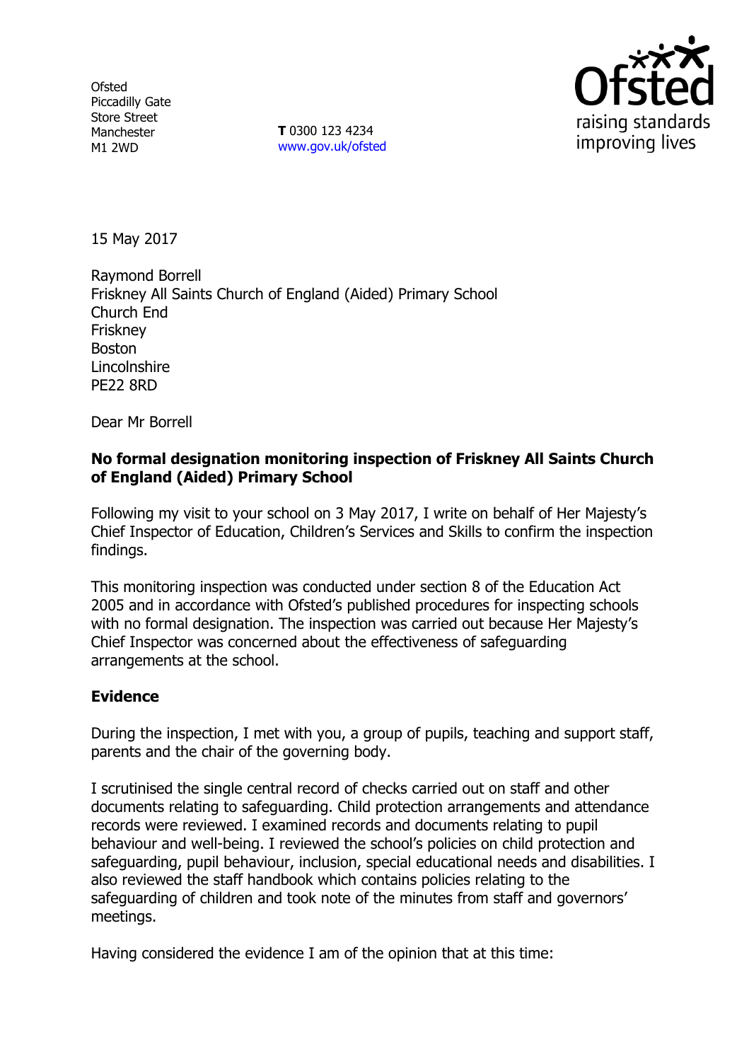Ofsted
Piccadilly Gate
Store Street
Manchester
M1 2WD

**T** 0300 123 4234
www.gov.uk/ofsted

15 May 2017

Raymond Borrell
Friskney All Saints Church of England (Aided) Primary School
Church End
Friskney
Boston
Lincolnshire
PE22 8RD

Dear Mr Borrell

**No formal designation monitoring inspection of Friskney All Saints Church of England (Aided) Primary School**

Following my visit to your school on 3 May 2017, I write on behalf of Her Majesty's Chief Inspector of Education, Children's Services and Skills to confirm the inspection findings.

This monitoring inspection was conducted under section 8 of the Education Act 2005 and in accordance with Ofsted's published procedures for inspecting schools with no formal designation. The inspection was carried out because Her Majesty's Chief Inspector was concerned about the effectiveness of safeguarding arrangements at the school.

## Evidence

During the inspection, I met with you, a group of pupils, teaching and support staff, parents and the chair of the governing body.

I scrutinised the single central record of checks carried out on staff and other documents relating to safeguarding. Child protection arrangements and attendance records were reviewed. I examined records and documents relating to pupil behaviour and well-being. I reviewed the school's policies on child protection and safeguarding, pupil behaviour, inclusion, special educational needs and disabilities. I also reviewed the staff handbook which contains policies relating to the safeguarding of children and took note of the minutes from staff and governors' meetings.

Having considered the evidence I am of the opinion that at this time: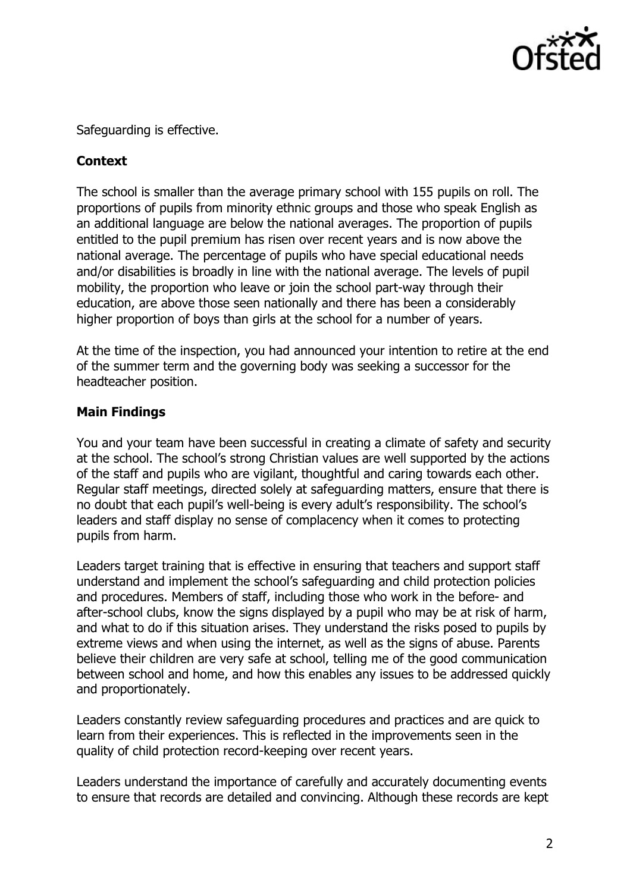Safeguarding is effective.

**Context**

The school is smaller than the average primary school with 155 pupils on roll. The proportions of pupils from minority ethnic groups and those who speak English as an additional language are below the national averages. The proportion of pupils entitled to the pupil premium has risen over recent years and is now above the national average. The percentage of pupils who have special educational needs and/or disabilities is broadly in line with the national average. The levels of pupil mobility, the proportion who leave or join the school part-way through their education, are above those seen nationally and there has been a considerably higher proportion of boys than girls at the school for a number of years.

At the time of the inspection, you had announced your intention to retire at the end of the summer term and the governing body was seeking a successor for the headteacher position.

**Main Findings**

You and your team have been successful in creating a climate of safety and security at the school. The school's strong Christian values are well supported by the actions of the staff and pupils who are vigilant, thoughtful and caring towards each other. Regular staff meetings, directed solely at safeguarding matters, ensure that there is no doubt that each pupil's well-being is every adult's responsibility. The school's leaders and staff display no sense of complacency when it comes to protecting pupils from harm.

Leaders target training that is effective in ensuring that teachers and support staff understand and implement the school's safeguarding and child protection policies and procedures. Members of staff, including those who work in the before- and after-school clubs, know the signs displayed by a pupil who may be at risk of harm, and what to do if this situation arises. They understand the risks posed to pupils by extreme views and when using the internet, as well as the signs of abuse. Parents believe their children are very safe at school, telling me of the good communication between school and home, and how this enables any issues to be addressed quickly and proportionately.

Leaders constantly review safeguarding procedures and practices and are quick to learn from their experiences. This is reflected in the improvements seen in the quality of child protection record-keeping over recent years.

Leaders understand the importance of carefully and accurately documenting events to ensure that records are detailed and convincing. Although these records are kept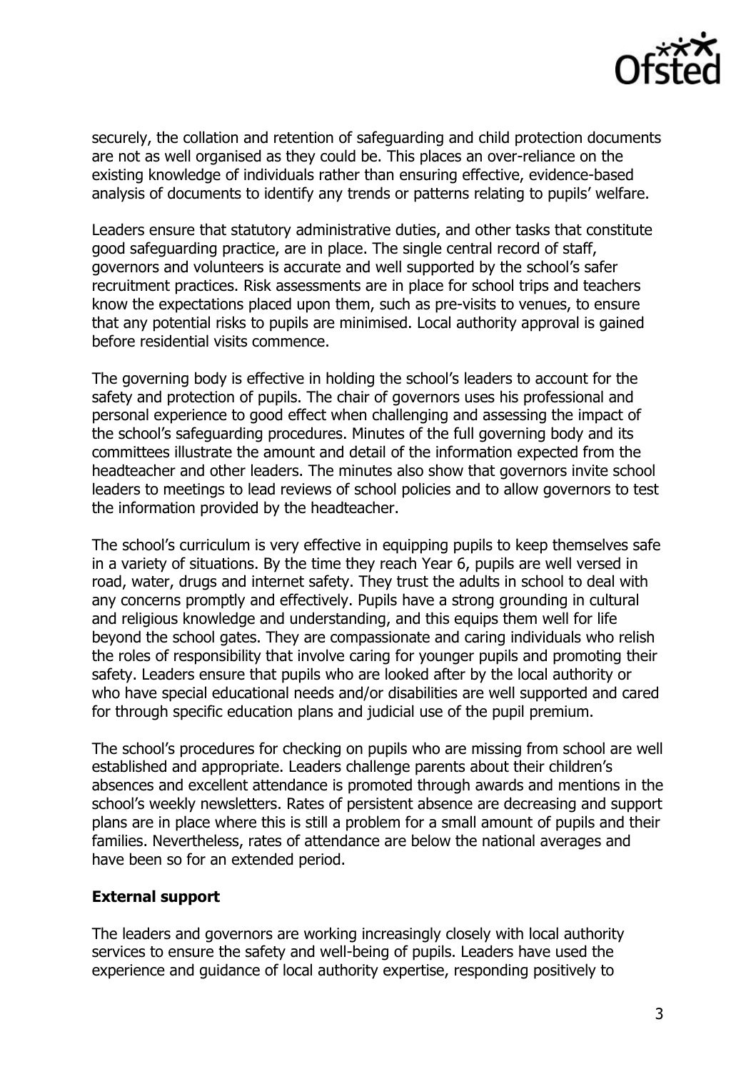securely, the collation and retention of safeguarding and child protection documents are not as well organised as they could be. This places an over-reliance on the existing knowledge of individuals rather than ensuring effective, evidence-based analysis of documents to identify any trends or patterns relating to pupils' welfare.

Leaders ensure that statutory administrative duties, and other tasks that constitute good safeguarding practice, are in place. The single central record of staff, governors and volunteers is accurate and well supported by the school's safer recruitment practices. Risk assessments are in place for school trips and teachers know the expectations placed upon them, such as pre-visits to venues, to ensure that any potential risks to pupils are minimised. Local authority approval is gained before residential visits commence.

The governing body is effective in holding the school's leaders to account for the safety and protection of pupils. The chair of governors uses his professional and personal experience to good effect when challenging and assessing the impact of the school's safeguarding procedures. Minutes of the full governing body and its committees illustrate the amount and detail of the information expected from the headteacher and other leaders. The minutes also show that governors invite school leaders to meetings to lead reviews of school policies and to allow governors to test the information provided by the headteacher.

The school's curriculum is very effective in equipping pupils to keep themselves safe in a variety of situations. By the time they reach Year 6, pupils are well versed in road, water, drugs and internet safety. They trust the adults in school to deal with any concerns promptly and effectively. Pupils have a strong grounding in cultural and religious knowledge and understanding, and this equips them well for life beyond the school gates. They are compassionate and caring individuals who relish the roles of responsibility that involve caring for younger pupils and promoting their safety. Leaders ensure that pupils who are looked after by the local authority or who have special educational needs and/or disabilities are well supported and cared for through specific education plans and judicial use of the pupil premium.

The school's procedures for checking on pupils who are missing from school are well established and appropriate. Leaders challenge parents about their children's absences and excellent attendance is promoted through awards and mentions in the school's weekly newsletters. Rates of persistent absence are decreasing and support plans are in place where this is still a problem for a small amount of pupils and their families. Nevertheless, rates of attendance are below the national averages and have been so for an extended period.

**External support**

The leaders and governors are working increasingly closely with local authority services to ensure the safety and well-being of pupils. Leaders have used the experience and guidance of local authority expertise, responding positively to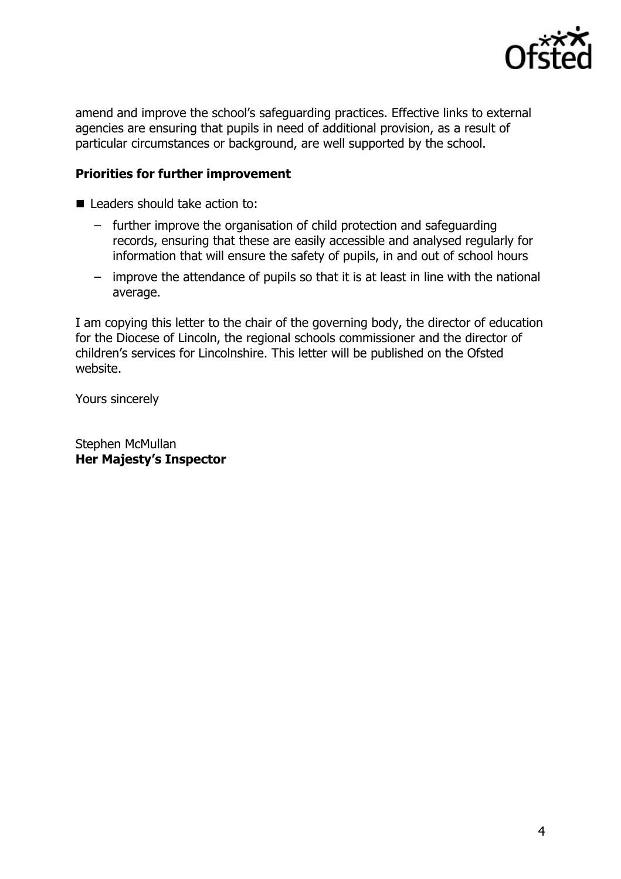amend and improve the school's safeguarding practices. Effective links to external agencies are ensuring that pupils in need of additional provision, as a result of particular circumstances or background, are well supported by the school.

### Priorities for further improvement

- Leaders should take action to:
  - further improve the organisation of child protection and safeguarding records, ensuring that these are easily accessible and analysed regularly for information that will ensure the safety of pupils, in and out of school hours
  - improve the attendance of pupils so that it is at least in line with the national average.

I am copying this letter to the chair of the governing body, the director of education for the Diocese of Lincoln, the regional schools commissioner and the director of children's services for Lincolnshire. This letter will be published on the Ofsted website.

Yours sincerely

Stephen McMullan
**Her Majesty's Inspector**